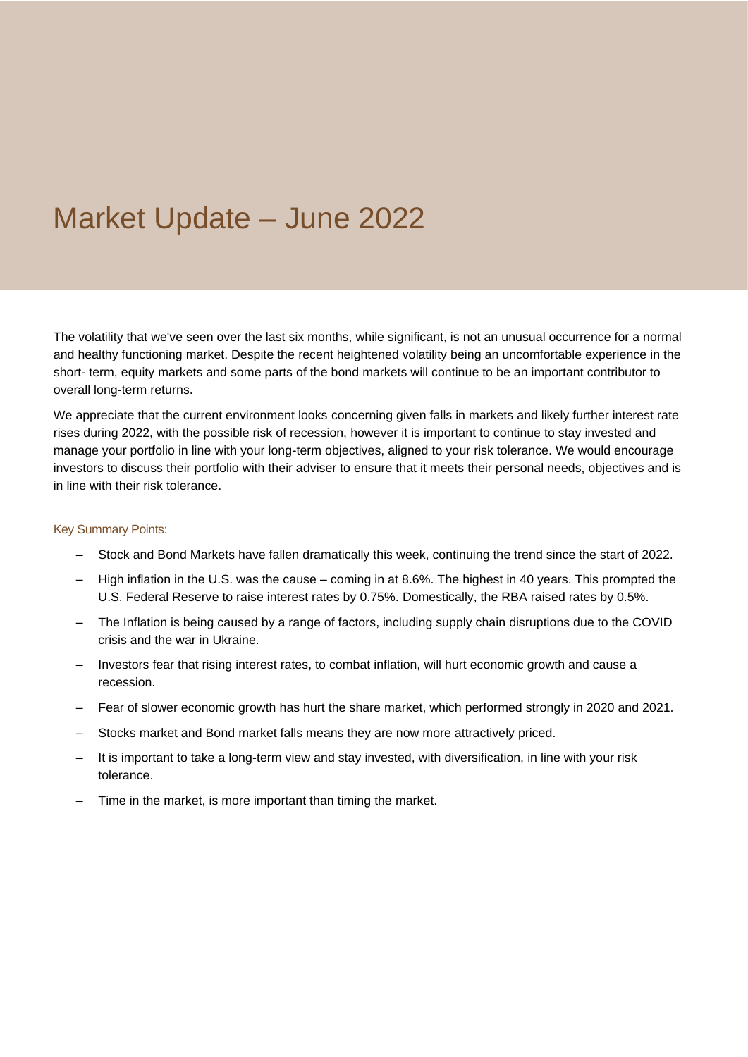# Market Update – June 2022

The volatility that we've seen over the last six months, while significant, is not an unusual occurrence for a normal and healthy functioning market. Despite the recent heightened volatility being an uncomfortable experience in the short- term, equity markets and some parts of the bond markets will continue to be an important contributor to overall long-term returns.

We appreciate that the current environment looks concerning given falls in markets and likely further interest rate rises during 2022, with the possible risk of recession, however it is important to continue to stay invested and manage your portfolio in line with your long-term objectives, aligned to your risk tolerance. We would encourage investors to discuss their portfolio with their adviser to ensure that it meets their personal needs, objectives and is in line with their risk tolerance.

### Key Summary Points:

- Stock and Bond Markets have fallen dramatically this week, continuing the trend since the start of 2022.
- High inflation in the U.S. was the cause – coming in at 8.6%. The highest in 40 years. This prompted the U.S. Federal Reserve to raise interest rates by 0.75%. Domestically, the RBA raised rates by 0.5%.
- The Inflation is being caused by a range of factors, including supply chain disruptions due to the COVID crisis and the war in Ukraine.
- Investors fear that rising interest rates, to combat inflation, will hurt economic growth and cause a recession.
- Fear of slower economic growth has hurt the share market, which performed strongly in 2020 and 2021.
- Stocks market and Bond market falls means they are now more attractively priced.
- It is important to take a long-term view and stay invested, with diversification, in line with your risk tolerance.
- Time in the market, is more important than timing the market.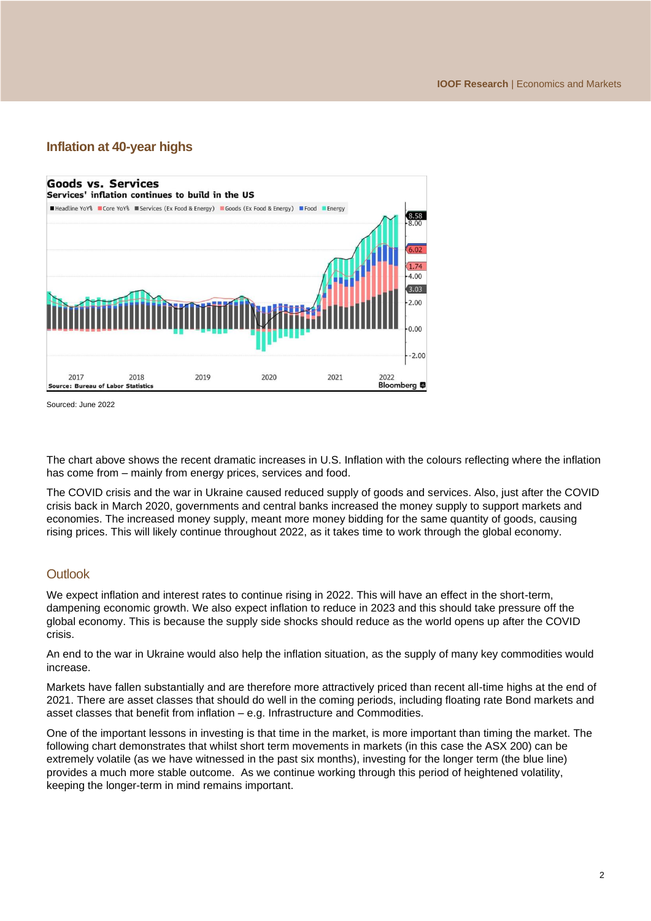## Inflation at 40-year highs

Sourced: June 2022

The chart above shows the recent dramatic increases in U.S. Inflation with the colours reflecting where the inflation has come from – mainly from energy prices, services and food.

The COVID crisis and the war in Ukraine caused reduced supply of goods and services. Also, just after the COVID crisis back in March 2020, governments and central banks increased the money supply to support markets and economies. The increased money supply, meant more money bidding for the same quantity of goods, causing rising prices. This will likely continue throughout 2022, as it takes time to work through the global economy.

## Outlook

We expect inflation and interest rates to continue rising in 2022. This will have an effect in the short-term, dampening economic growth. We also expect inflation to reduce in 2023 and this should take pressure off the global economy. This is because the supply side shocks should reduce as the world opens up after the COVID crisis.

An end to the war in Ukraine would also help the inflation situation, as the supply of many key commodities would increase.

Markets have fallen substantially and are therefore more attractively priced than recent all-time highs at the end of 2021. There are asset classes that should do well in the coming periods, including floating rate Bond markets and asset classes that benefit from inflation – e.g. Infrastructure and Commodities.

One of the important lessons in investing is that time in the market, is more important than timing the market. The following chart demonstrates that whilst short term movements in markets (in this case the ASX 200) can be extremely volatile (as we have witnessed in the past six months), investing for the longer term (the blue line) provides a much more stable outcome. As we continue working through this period of heightened volatility, keeping the longer-term in mind remains important.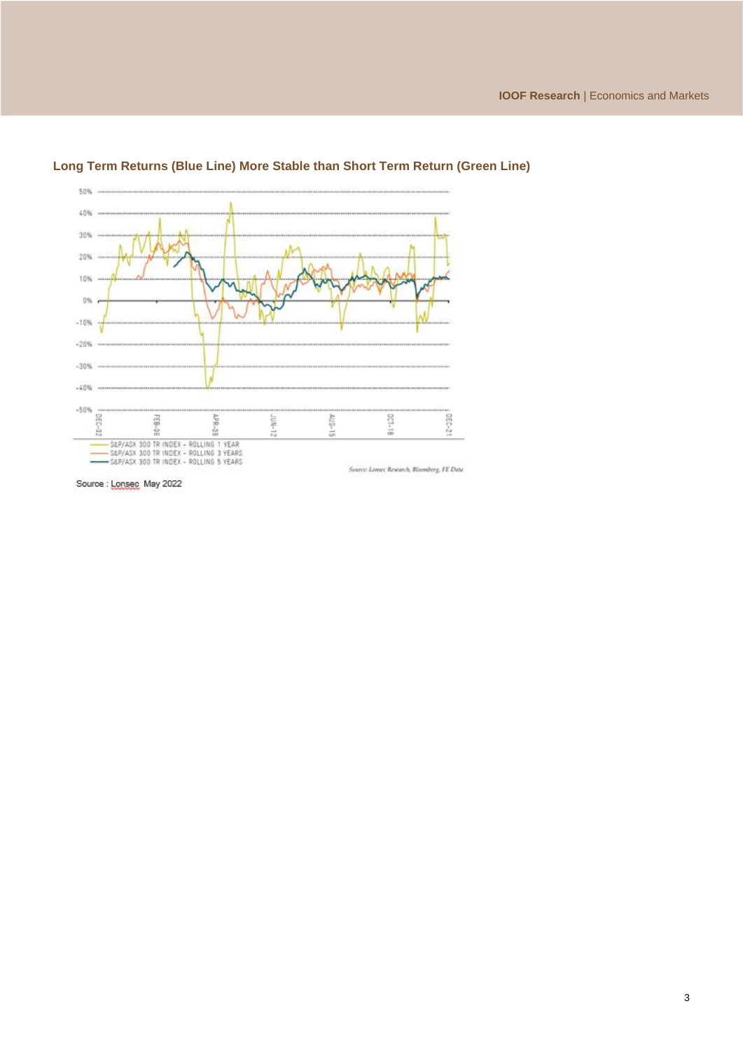### Long Term Returns (Blue Line) More Stable than Short Term Return (Green Line)

50%
40%
30%
20%
10%
0%
-10%
-20%
-30%
-40%
-50%

DEC-02 FEB-06 APR-09 JUN-12 AUG-15 OCT-18 DEC-21

S&P/ASX 300 TR INDEX - ROLLING 1 YEAR
S&P/ASX 300 TR INDEX - ROLLING 3 YEARS
S&P/ASX 300 TR INDEX - ROLLING 5 YEARS

*Source: Lonsec Research, Bloomberg, FE Data*

Source : Lonsec May 2022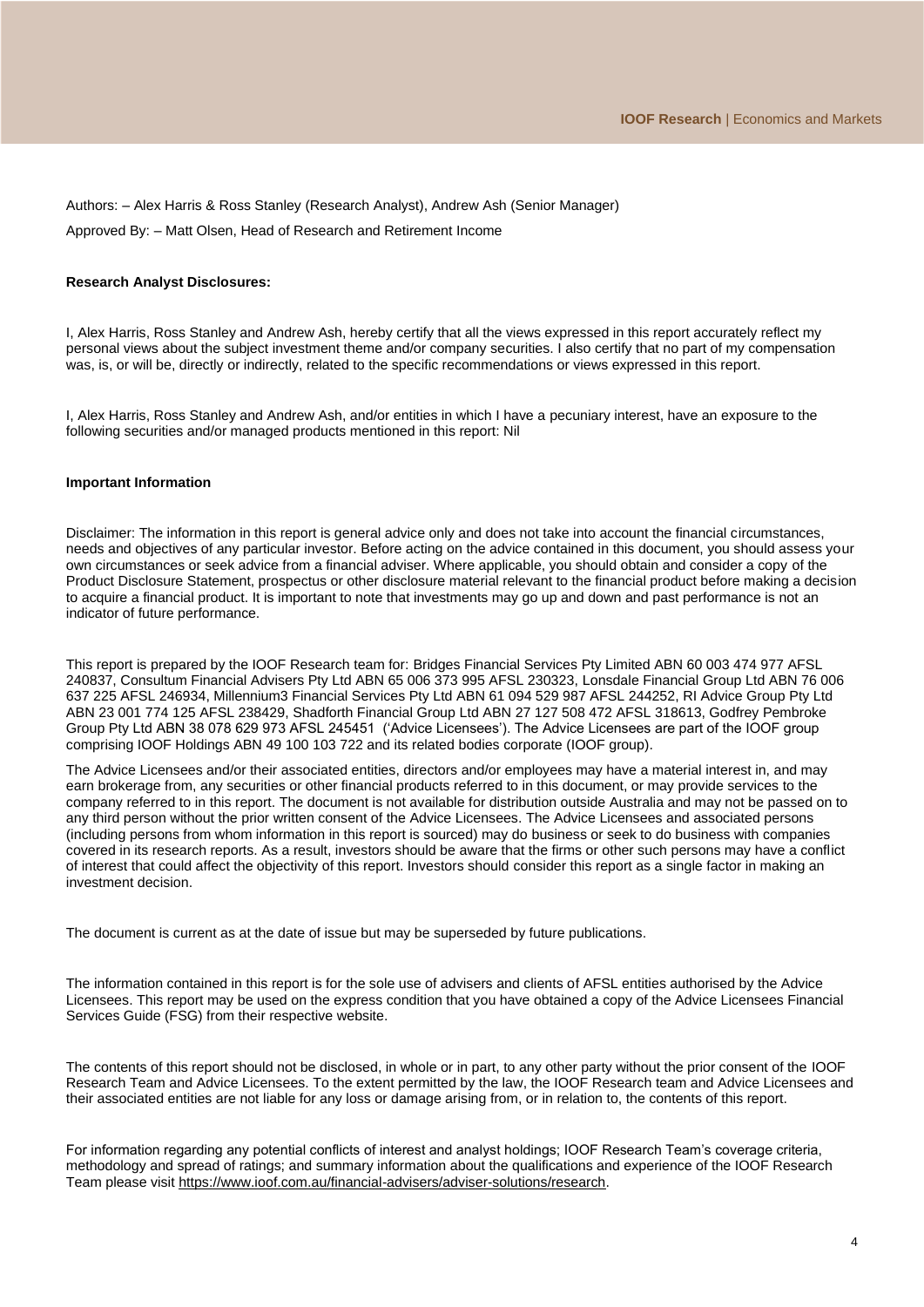Authors: – Alex Harris & Ross Stanley (Research Analyst), Andrew Ash (Senior Manager)

Approved By: – Matt Olsen, Head of Research and Retirement Income

**Research Analyst Disclosures:**

I, Alex Harris, Ross Stanley and Andrew Ash, hereby certify that all the views expressed in this report accurately reflect my personal views about the subject investment theme and/or company securities. I also certify that no part of my compensation was, is, or will be, directly or indirectly, related to the specific recommendations or views expressed in this report.

I, Alex Harris, Ross Stanley and Andrew Ash, and/or entities in which I have a pecuniary interest, have an exposure to the following securities and/or managed products mentioned in this report: Nil

**Important Information**

Disclaimer: The information in this report is general advice only and does not take into account the financial circumstances, needs and objectives of any particular investor. Before acting on the advice contained in this document, you should assess your own circumstances or seek advice from a financial adviser. Where applicable, you should obtain and consider a copy of the Product Disclosure Statement, prospectus or other disclosure material relevant to the financial product before making a decision to acquire a financial product. It is important to note that investments may go up and down and past performance is not an indicator of future performance.

This report is prepared by the IOOF Research team for: Bridges Financial Services Pty Limited ABN 60 003 474 977 AFSL 240837, Consultum Financial Advisers Pty Ltd ABN 65 006 373 995 AFSL 230323, Lonsdale Financial Group Ltd ABN 76 006 637 225 AFSL 246934, Millennium3 Financial Services Pty Ltd ABN 61 094 529 987 AFSL 244252, RI Advice Group Pty Ltd ABN 23 001 774 125 AFSL 238429, Shadforth Financial Group Ltd ABN 27 127 508 472 AFSL 318613, Godfrey Pembroke Group Pty Ltd ABN 38 078 629 973 AFSL 245451 ('Advice Licensees'). The Advice Licensees are part of the IOOF group comprising IOOF Holdings ABN 49 100 103 722 and its related bodies corporate (IOOF group).

The Advice Licensees and/or their associated entities, directors and/or employees may have a material interest in, and may earn brokerage from, any securities or other financial products referred to in this document, or may provide services to the company referred to in this report. The document is not available for distribution outside Australia and may not be passed on to any third person without the prior written consent of the Advice Licensees. The Advice Licensees and associated persons (including persons from whom information in this report is sourced) may do business or seek to do business with companies covered in its research reports. As a result, investors should be aware that the firms or other such persons may have a conflict of interest that could affect the objectivity of this report. Investors should consider this report as a single factor in making an investment decision.

The document is current as at the date of issue but may be superseded by future publications.

The information contained in this report is for the sole use of advisers and clients of AFSL entities authorised by the Advice Licensees. This report may be used on the express condition that you have obtained a copy of the Advice Licensees Financial Services Guide (FSG) from their respective website.

The contents of this report should not be disclosed, in whole or in part, to any other party without the prior consent of the IOOF Research Team and Advice Licensees. To the extent permitted by the law, the IOOF Research team and Advice Licensees and their associated entities are not liable for any loss or damage arising from, or in relation to, the contents of this report.

For information regarding any potential conflicts of interest and analyst holdings; IOOF Research Team's coverage criteria, methodology and spread of ratings; and summary information about the qualifications and experience of the IOOF Research Team please visit https://www.ioof.com.au/financial-advisers/adviser-solutions/research.